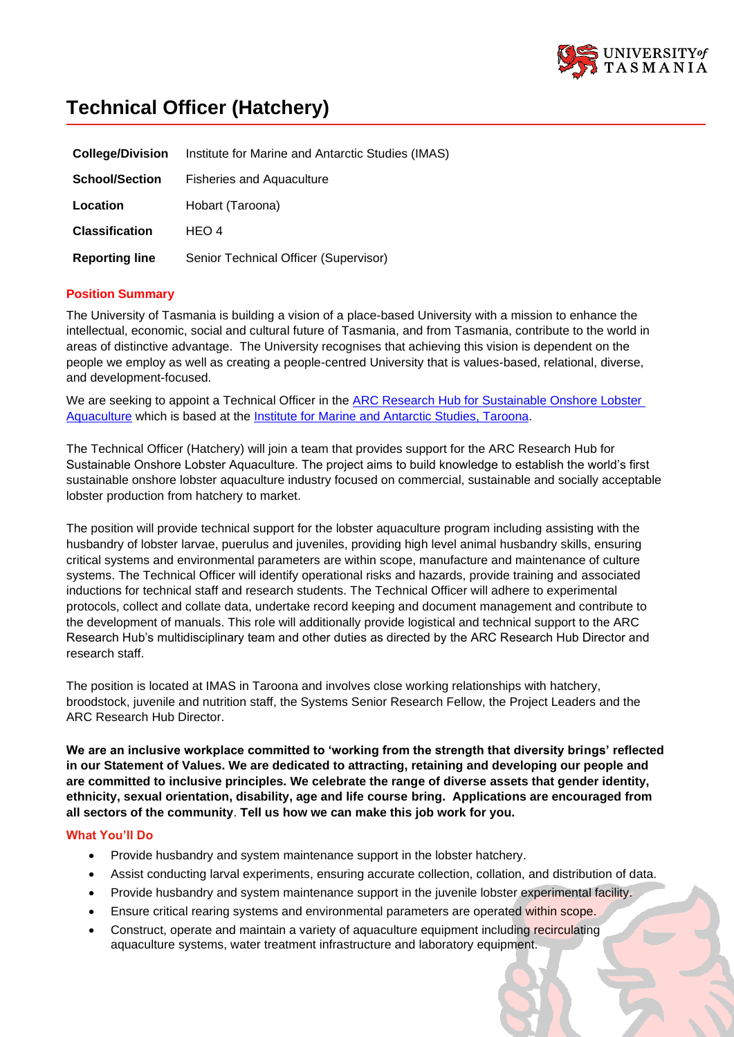# Technical Officer (Hatchery)

| | |
|---|---|
| **College/Division** | Institute for Marine and Antarctic Studies (IMAS) |
| **School/Section** | Fisheries and Aquaculture |
| **Location** | Hobart (Taroona) |
| **Classification** | HEO 4 |
| **Reporting line** | Senior Technical Officer (Supervisor) |

## Position Summary

The University of Tasmania is building a vision of a place-based University with a mission to enhance the intellectual, economic, social and cultural future of Tasmania, and from Tasmania, contribute to the world in areas of distinctive advantage. The University recognises that achieving this vision is dependent on the people we employ as well as creating a people-centred University that is values-based, relational, diverse, and development-focused.

We are seeking to appoint a Technical Officer in the ARC Research Hub for Sustainable Onshore Lobster Aquaculture which is based at the Institute for Marine and Antarctic Studies, Taroona.

The Technical Officer (Hatchery) will join a team that provides support for the ARC Research Hub for Sustainable Onshore Lobster Aquaculture. The project aims to build knowledge to establish the world's first sustainable onshore lobster aquaculture industry focused on commercial, sustainable and socially acceptable lobster production from hatchery to market.

The position will provide technical support for the lobster aquaculture program including assisting with the husbandry of lobster larvae, puerulus and juveniles, providing high level animal husbandry skills, ensuring critical systems and environmental parameters are within scope, manufacture and maintenance of culture systems. The Technical Officer will identify operational risks and hazards, provide training and associated inductions for technical staff and research students. The Technical Officer will adhere to experimental protocols, collect and collate data, undertake record keeping and document management and contribute to the development of manuals. This role will additionally provide logistical and technical support to the ARC Research Hub's multidisciplinary team and other duties as directed by the ARC Research Hub Director and research staff.

The position is located at IMAS in Taroona and involves close working relationships with hatchery, broodstock, juvenile and nutrition staff, the Systems Senior Research Fellow, the Project Leaders and the ARC Research Hub Director.

**We are an inclusive workplace committed to 'working from the strength that diversity brings' reflected in our Statement of Values. We are dedicated to attracting, retaining and developing our people and are committed to inclusive principles. We celebrate the range of diverse assets that gender identity, ethnicity, sexual orientation, disability, age and life course bring. Applications are encouraged from all sectors of the community**. **Tell us how we can make this job work for you.**

## What You'll Do

- Provide husbandry and system maintenance support in the lobster hatchery.
- Assist conducting larval experiments, ensuring accurate collection, collation, and distribution of data.
- Provide husbandry and system maintenance support in the juvenile lobster experimental facility.
- Ensure critical rearing systems and environmental parameters are operated within scope.
- Construct, operate and maintain a variety of aquaculture equipment including recirculating aquaculture systems, water treatment infrastructure and laboratory equipment.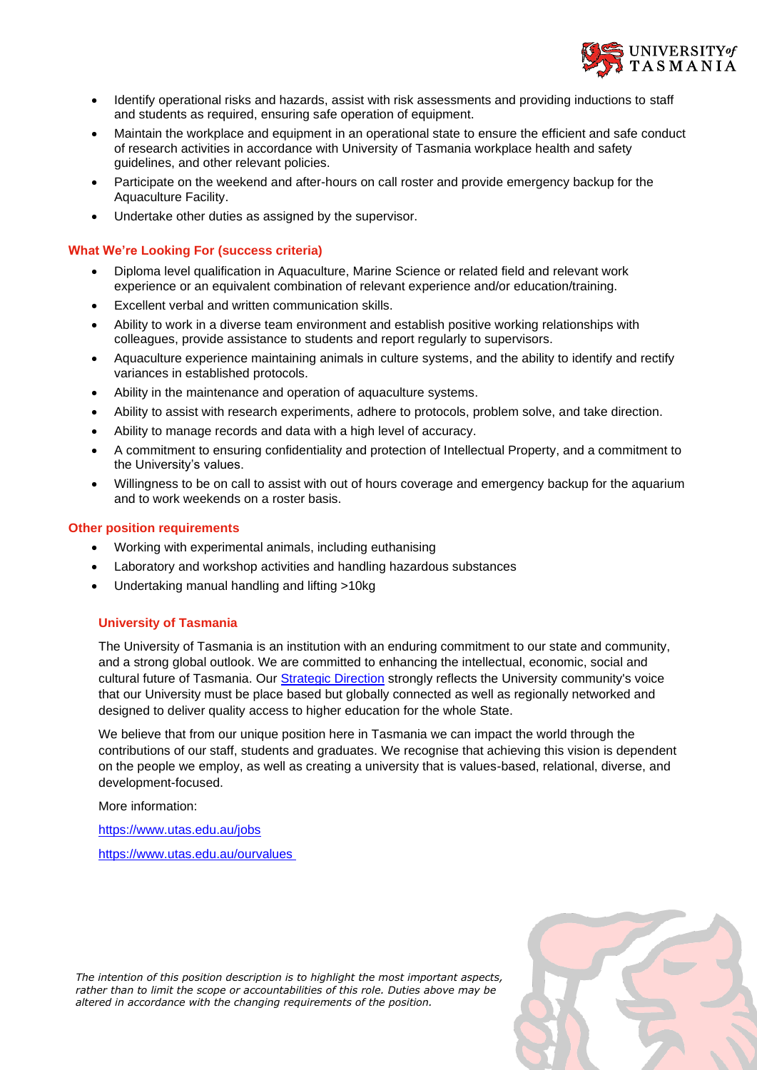- Identify operational risks and hazards, assist with risk assessments and providing inductions to staff and students as required, ensuring safe operation of equipment.
- Maintain the workplace and equipment in an operational state to ensure the efficient and safe conduct of research activities in accordance with University of Tasmania workplace health and safety guidelines, and other relevant policies.
- Participate on the weekend and after-hours on call roster and provide emergency backup for the Aquaculture Facility.
- Undertake other duties as assigned by the supervisor.

### What We're Looking For (success criteria)

- Diploma level qualification in Aquaculture, Marine Science or related field and relevant work experience or an equivalent combination of relevant experience and/or education/training.
- Excellent verbal and written communication skills.
- Ability to work in a diverse team environment and establish positive working relationships with colleagues, provide assistance to students and report regularly to supervisors.
- Aquaculture experience maintaining animals in culture systems, and the ability to identify and rectify variances in established protocols.
- Ability in the maintenance and operation of aquaculture systems.
- Ability to assist with research experiments, adhere to protocols, problem solve, and take direction.
- Ability to manage records and data with a high level of accuracy.
- A commitment to ensuring confidentiality and protection of Intellectual Property, and a commitment to the University's values.
- Willingness to be on call to assist with out of hours coverage and emergency backup for the aquarium and to work weekends on a roster basis.

### Other position requirements

- Working with experimental animals, including euthanising
- Laboratory and workshop activities and handling hazardous substances
- Undertaking manual handling and lifting >10kg

### University of Tasmania

The University of Tasmania is an institution with an enduring commitment to our state and community, and a strong global outlook. We are committed to enhancing the intellectual, economic, social and cultural future of Tasmania. Our Strategic Direction strongly reflects the University community's voice that our University must be place based but globally connected as well as regionally networked and designed to deliver quality access to higher education for the whole State.

We believe that from our unique position here in Tasmania we can impact the world through the contributions of our staff, students and graduates. We recognise that achieving this vision is dependent on the people we employ, as well as creating a university that is values-based, relational, diverse, and development-focused.

More information:

https://www.utas.edu.au/jobs

https://www.utas.edu.au/ourvalues

*The intention of this position description is to highlight the most important aspects, rather than to limit the scope or accountabilities of this role. Duties above may be altered in accordance with the changing requirements of the position.*